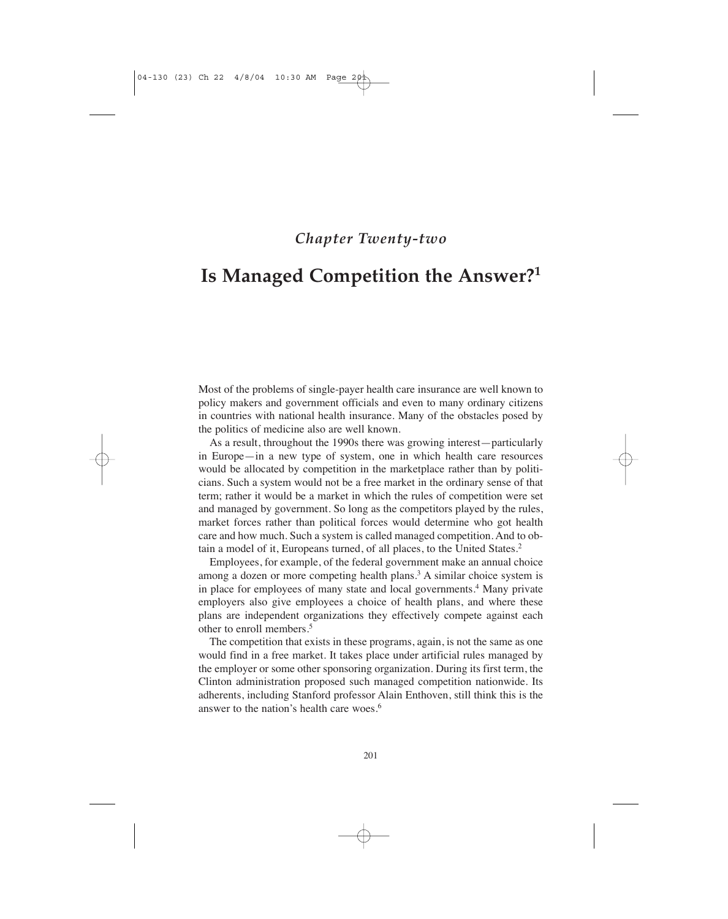*Chapter Twenty-two*

# Is Managed Competition the Answer?[1]

Most of the problems of single-payer health care insurance are well known to policy makers and government officials and even to many ordinary citizens in countries with national health insurance. Many of the obstacles posed by the politics of medicine also are well known.

As a result, throughout the 1990s there was growing interest—particularly in Europe—in a new type of system, one in which health care resources would be allocated by competition in the marketplace rather than by politicians. Such a system would not be a free market in the ordinary sense of that term; rather it would be a market in which the rules of competition were set and managed by government. So long as the competitors played by the rules, market forces rather than political forces would determine who got health care and how much. Such a system is called managed competition. And to obtain a model of it, Europeans turned, of all places, to the United States.[2]

Employees, for example, of the federal government make an annual choice among a dozen or more competing health plans.[3] A similar choice system is in place for employees of many state and local governments.[4] Many private employers also give employees a choice of health plans, and where these plans are independent organizations they effectively compete against each other to enroll members.[5]

The competition that exists in these programs, again, is not the same as one would find in a free market. It takes place under artificial rules managed by the employer or some other sponsoring organization. During its first term, the Clinton administration proposed such managed competition nationwide. Its adherents, including Stanford professor Alain Enthoven, still think this is the answer to the nation's health care woes.[6]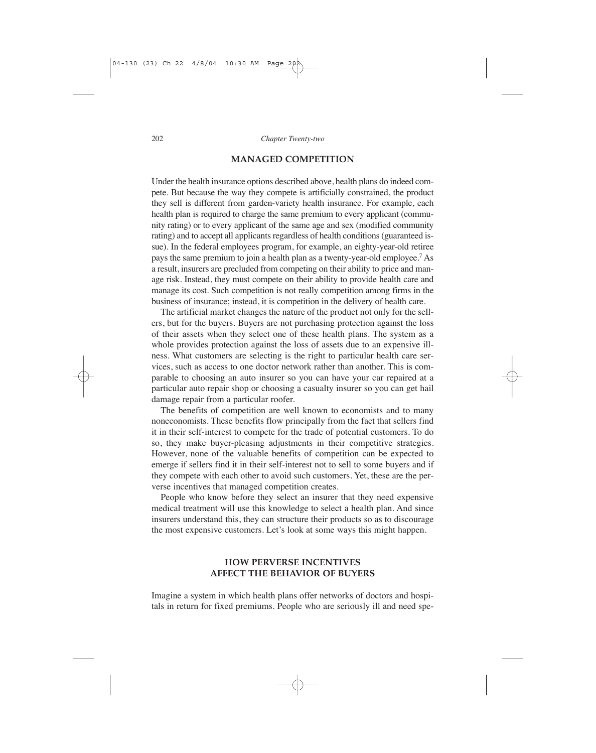## MANAGED COMPETITION

Under the health insurance options described above, health plans do indeed compete. But because the way they compete is artificially constrained, the product they sell is different from garden-variety health insurance. For example, each health plan is required to charge the same premium to every applicant (community rating) or to every applicant of the same age and sex (modified community rating) and to accept all applicants regardless of health conditions (guaranteed issue). In the federal employees program, for example, an eighty-year-old retiree pays the same premium to join a health plan as a twenty-year-old employee.[7] As a result, insurers are precluded from competing on their ability to price and manage risk. Instead, they must compete on their ability to provide health care and manage its cost. Such competition is not really competition among firms in the business of insurance; instead, it is competition in the delivery of health care.

The artificial market changes the nature of the product not only for the sellers, but for the buyers. Buyers are not purchasing protection against the loss of their assets when they select one of these health plans. The system as a whole provides protection against the loss of assets due to an expensive illness. What customers are selecting is the right to particular health care services, such as access to one doctor network rather than another. This is comparable to choosing an auto insurer so you can have your car repaired at a particular auto repair shop or choosing a casualty insurer so you can get hail damage repair from a particular roofer.

The benefits of competition are well known to economists and to many noneconomists. These benefits flow principally from the fact that sellers find it in their self-interest to compete for the trade of potential customers. To do so, they make buyer-pleasing adjustments in their competitive strategies. However, none of the valuable benefits of competition can be expected to emerge if sellers find it in their self-interest not to sell to some buyers and if they compete with each other to avoid such customers. Yet, these are the perverse incentives that managed competition creates.

People who know before they select an insurer that they need expensive medical treatment will use this knowledge to select a health plan. And since insurers understand this, they can structure their products so as to discourage the most expensive customers. Let's look at some ways this might happen.

## HOW PERVERSE INCENTIVES AFFECT THE BEHAVIOR OF BUYERS

Imagine a system in which health plans offer networks of doctors and hospitals in return for fixed premiums. People who are seriously ill and need spe-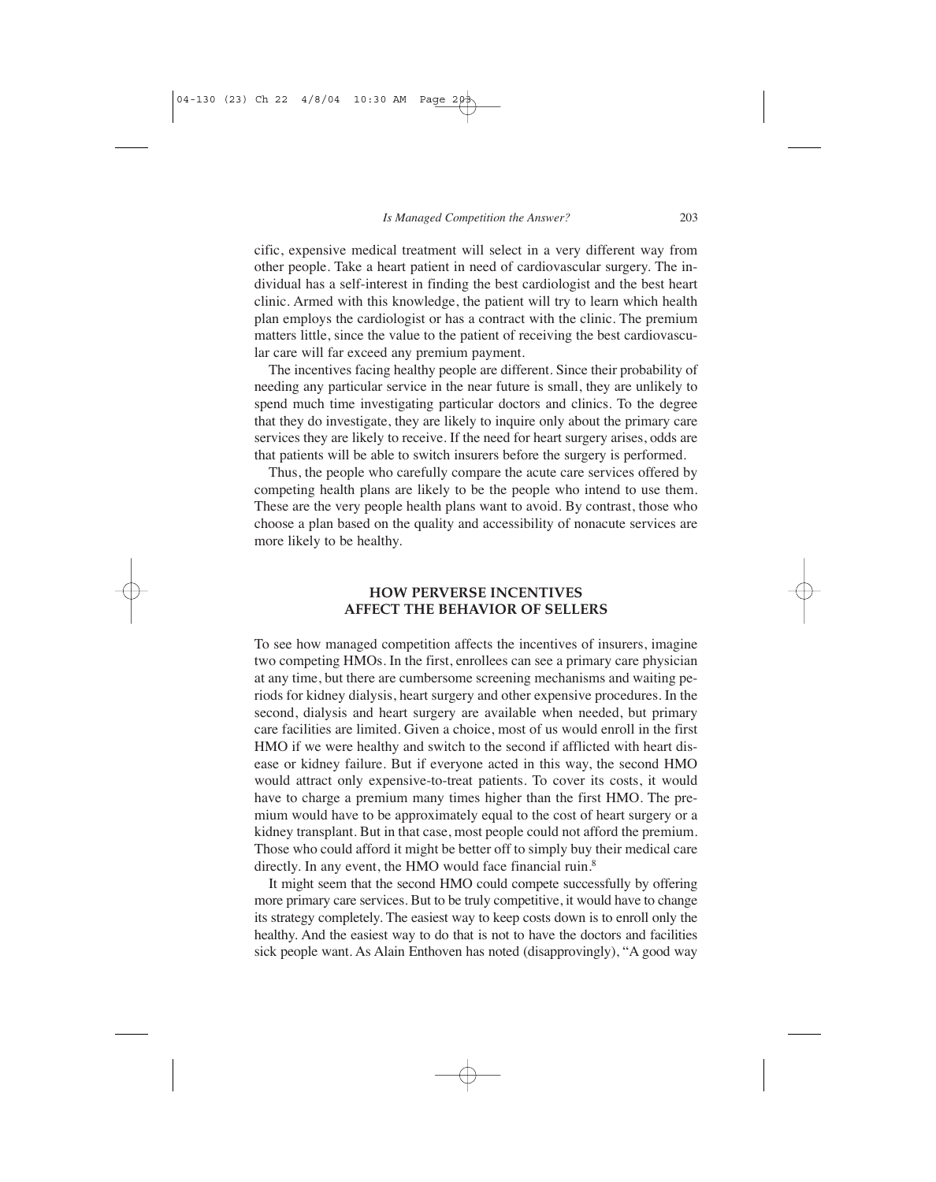cific, expensive medical treatment will select in a very different way from other people. Take a heart patient in need of cardiovascular surgery. The individual has a self-interest in finding the best cardiologist and the best heart clinic. Armed with this knowledge, the patient will try to learn which health plan employs the cardiologist or has a contract with the clinic. The premium matters little, since the value to the patient of receiving the best cardiovascular care will far exceed any premium payment.

The incentives facing healthy people are different. Since their probability of needing any particular service in the near future is small, they are unlikely to spend much time investigating particular doctors and clinics. To the degree that they do investigate, they are likely to inquire only about the primary care services they are likely to receive. If the need for heart surgery arises, odds are that patients will be able to switch insurers before the surgery is performed.

Thus, the people who carefully compare the acute care services offered by competing health plans are likely to be the people who intend to use them. These are the very people health plans want to avoid. By contrast, those who choose a plan based on the quality and accessibility of nonacute services are more likely to be healthy.

## HOW PERVERSE INCENTIVES AFFECT THE BEHAVIOR OF SELLERS

To see how managed competition affects the incentives of insurers, imagine two competing HMOs. In the first, enrollees can see a primary care physician at any time, but there are cumbersome screening mechanisms and waiting periods for kidney dialysis, heart surgery and other expensive procedures. In the second, dialysis and heart surgery are available when needed, but primary care facilities are limited. Given a choice, most of us would enroll in the first HMO if we were healthy and switch to the second if afflicted with heart disease or kidney failure. But if everyone acted in this way, the second HMO would attract only expensive-to-treat patients. To cover its costs, it would have to charge a premium many times higher than the first HMO. The premium would have to be approximately equal to the cost of heart surgery or a kidney transplant. But in that case, most people could not afford the premium. Those who could afford it might be better off to simply buy their medical care directly. In any event, the HMO would face financial ruin.[8]

It might seem that the second HMO could compete successfully by offering more primary care services. But to be truly competitive, it would have to change its strategy completely. The easiest way to keep costs down is to enroll only the healthy. And the easiest way to do that is not to have the doctors and facilities sick people want. As Alain Enthoven has noted (disapprovingly), "A good way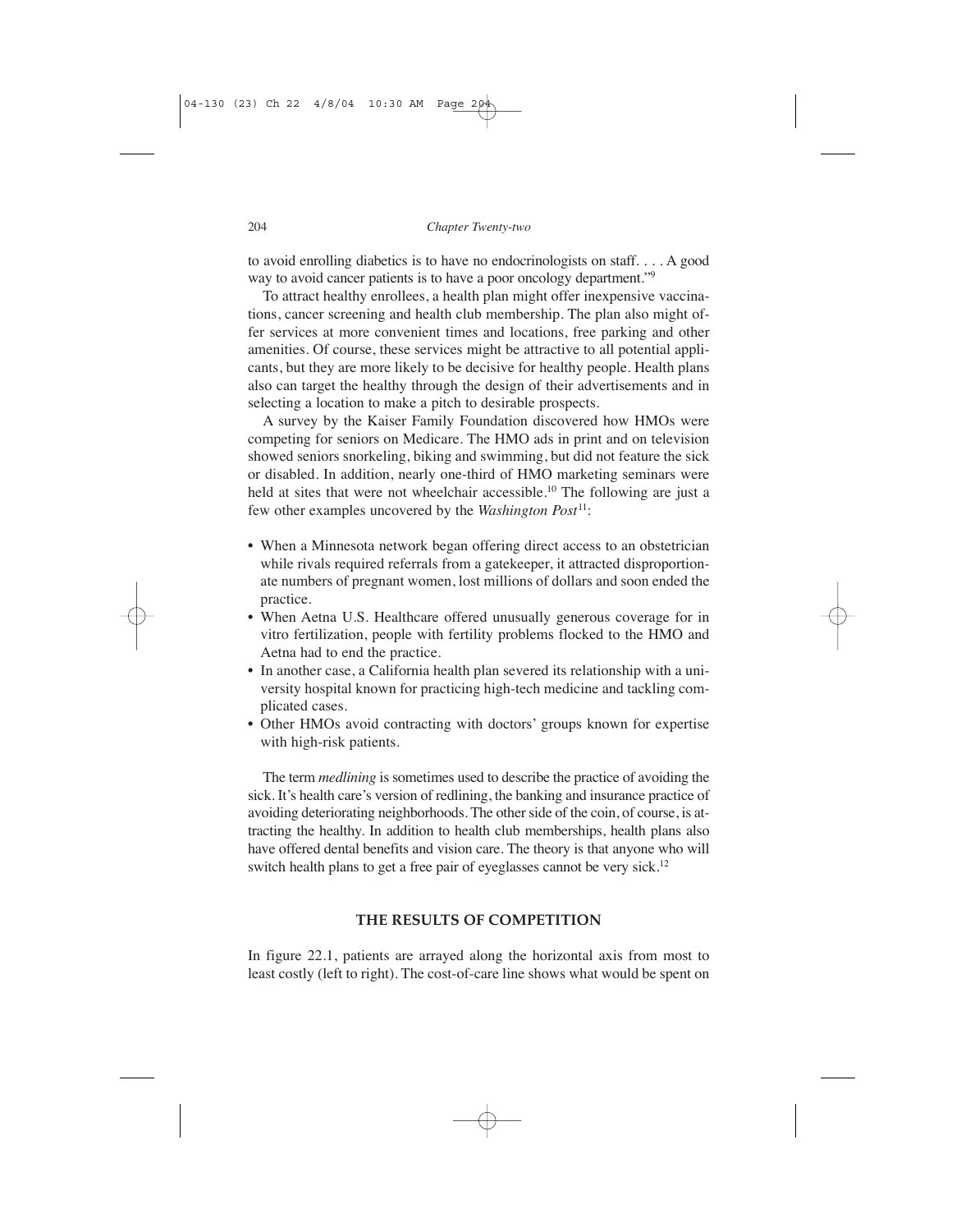to avoid enrolling diabetics is to have no endocrinologists on staff. . . . A good way to avoid cancer patients is to have a poor oncology department."[9]

To attract healthy enrollees, a health plan might offer inexpensive vaccinations, cancer screening and health club membership. The plan also might offer services at more convenient times and locations, free parking and other amenities. Of course, these services might be attractive to all potential applicants, but they are more likely to be decisive for healthy people. Health plans also can target the healthy through the design of their advertisements and in selecting a location to make a pitch to desirable prospects.

A survey by the Kaiser Family Foundation discovered how HMOs were competing for seniors on Medicare. The HMO ads in print and on television showed seniors snorkeling, biking and swimming, but did not feature the sick or disabled. In addition, nearly one-third of HMO marketing seminars were held at sites that were not wheelchair accessible.[10] The following are just a few other examples uncovered by the *Washington Post*[11]:

- When a Minnesota network began offering direct access to an obstetrician while rivals required referrals from a gatekeeper, it attracted disproportionate numbers of pregnant women, lost millions of dollars and soon ended the practice.
- When Aetna U.S. Healthcare offered unusually generous coverage for in vitro fertilization, people with fertility problems flocked to the HMO and Aetna had to end the practice.
- In another case, a California health plan severed its relationship with a university hospital known for practicing high-tech medicine and tackling complicated cases.
- Other HMOs avoid contracting with doctors' groups known for expertise with high-risk patients.

The term *medlining* is sometimes used to describe the practice of avoiding the sick. It's health care's version of redlining, the banking and insurance practice of avoiding deteriorating neighborhoods. The other side of the coin, of course, is attracting the healthy. In addition to health club memberships, health plans also have offered dental benefits and vision care. The theory is that anyone who will switch health plans to get a free pair of eyeglasses cannot be very sick.[12]

## THE RESULTS OF COMPETITION

In figure 22.1, patients are arrayed along the horizontal axis from most to least costly (left to right). The cost-of-care line shows what would be spent on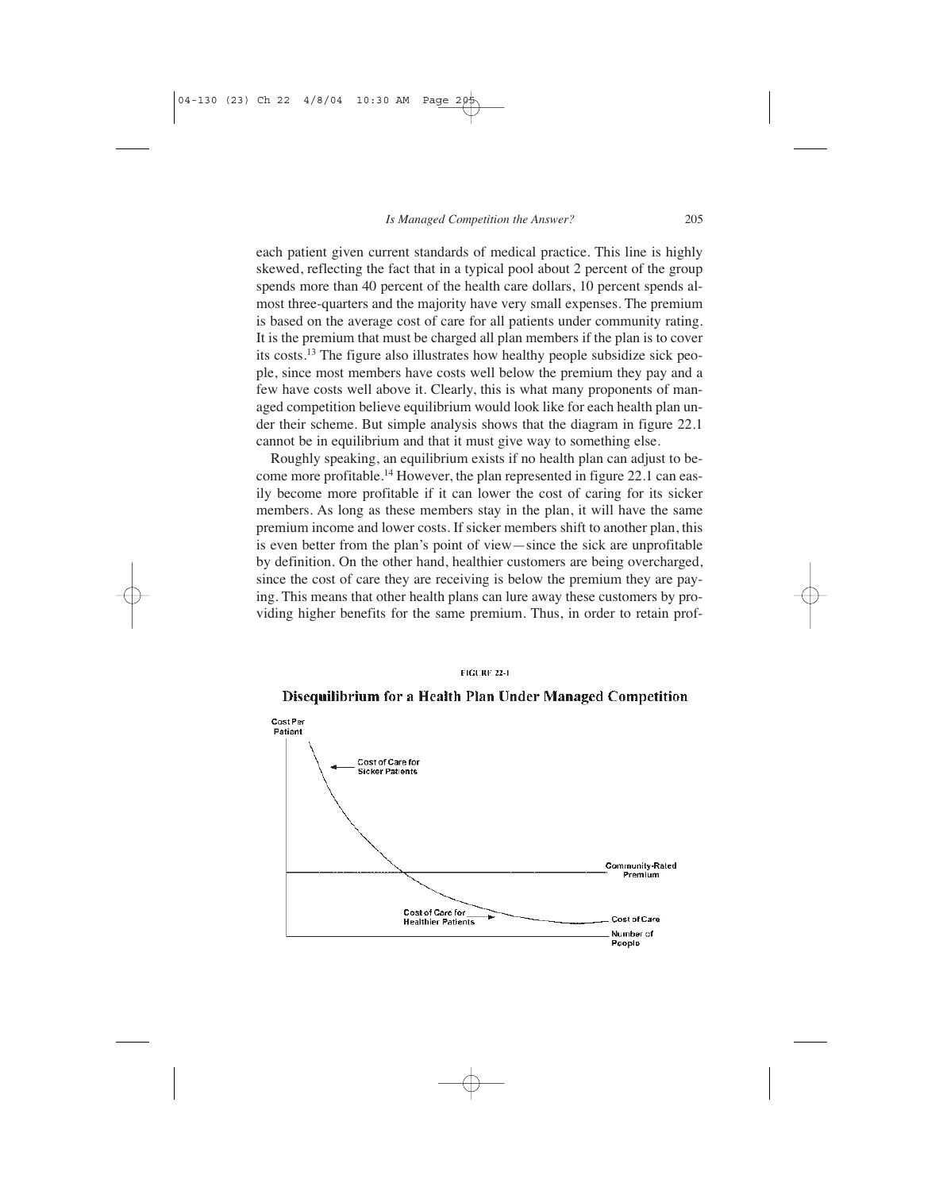each patient given current standards of medical practice. This line is highly skewed, reflecting the fact that in a typical pool about 2 percent of the group spends more than 40 percent of the health care dollars, 10 percent spends almost three-quarters and the majority have very small expenses. The premium is based on the average cost of care for all patients under community rating. It is the premium that must be charged all plan members if the plan is to cover its costs.[13] The figure also illustrates how healthy people subsidize sick people, since most members have costs well below the premium they pay and a few have costs well above it. Clearly, this is what many proponents of managed competition believe equilibrium would look like for each health plan under their scheme. But simple analysis shows that the diagram in figure 22.1 cannot be in equilibrium and that it must give way to something else.

Roughly speaking, an equilibrium exists if no health plan can adjust to become more profitable.[14] However, the plan represented in figure 22.1 can easily become more profitable if it can lower the cost of caring for its sicker members. As long as these members stay in the plan, it will have the same premium income and lower costs. If sicker members shift to another plan, this is even better from the plan's point of view—since the sick are unprofitable by definition. On the other hand, healthier customers are being overcharged, since the cost of care they are receiving is below the premium they are paying. This means that other health plans can lure away these customers by providing higher benefits for the same premium. Thus, in order to retain prof-

FIGURE 22-1

**Disequilibrium for a Health Plan Under Managed Competition**

Cost Per Patient

Cost of Care for Sicker Patients

Community-Rated Premium

Cost of Care for Healthier Patients

Cost of Care

Number of People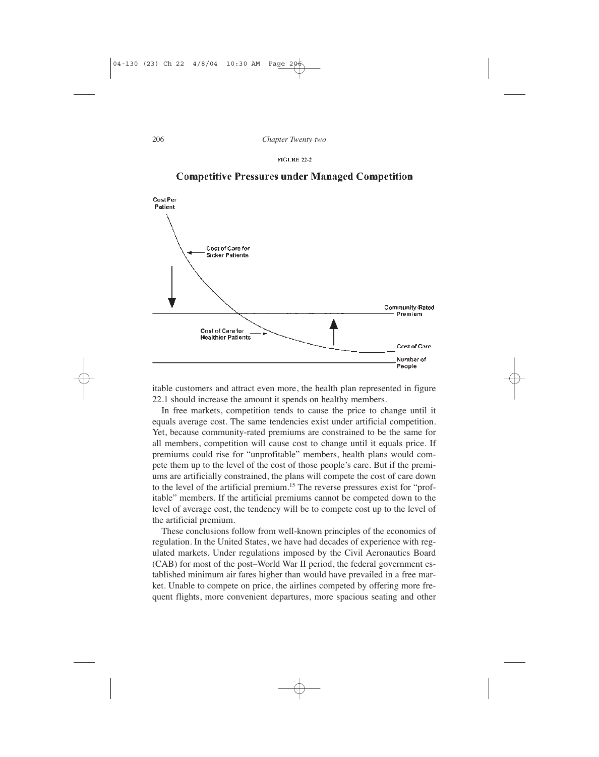FIGURE 22-2

## Competitive Pressures under Managed Competition

Cost Per Patient

Cost of Care for Sicker Patients

Community-Rated Premium

Cost of Care for Healthier Patients

Cost of Care

Number of People

itable customers and attract even more, the health plan represented in figure 22.1 should increase the amount it spends on healthy members.

In free markets, competition tends to cause the price to change until it equals average cost. The same tendencies exist under artificial competition. Yet, because community-rated premiums are constrained to be the same for all members, competition will cause cost to change until it equals price. If premiums could rise for "unprofitable" members, health plans would compete them up to the level of the cost of those people's care. But if the premiums are artificially constrained, the plans will compete the cost of care down to the level of the artificial premium.[15] The reverse pressures exist for "profitable" members. If the artificial premiums cannot be competed down to the level of average cost, the tendency will be to compete cost up to the level of the artificial premium.

These conclusions follow from well-known principles of the economics of regulation. In the United States, we have had decades of experience with regulated markets. Under regulations imposed by the Civil Aeronautics Board (CAB) for most of the post–World War II period, the federal government established minimum air fares higher than would have prevailed in a free market. Unable to compete on price, the airlines competed by offering more frequent flights, more convenient departures, more spacious seating and other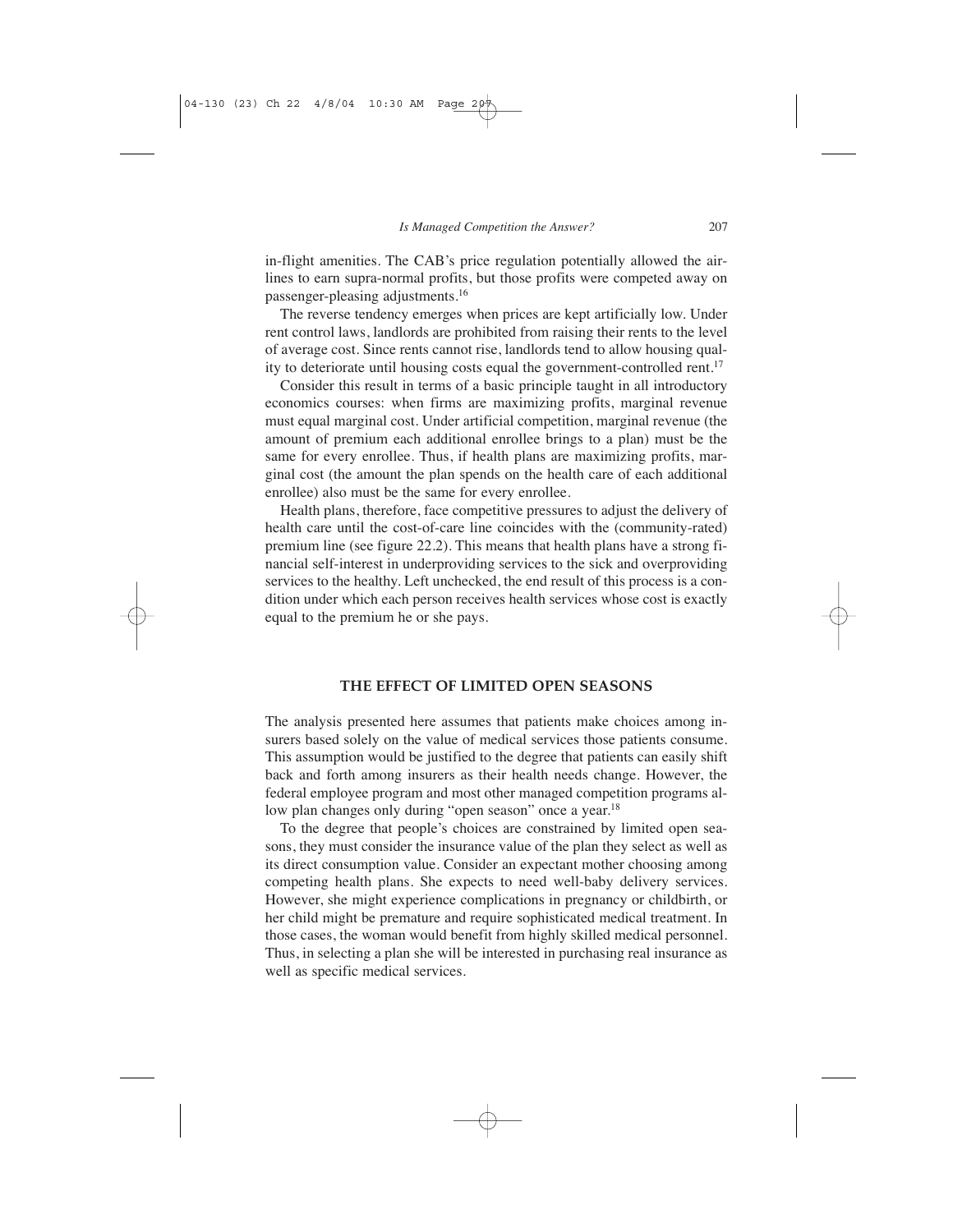in-flight amenities. The CAB's price regulation potentially allowed the airlines to earn supra-normal profits, but those profits were competed away on passenger-pleasing adjustments.[16]

The reverse tendency emerges when prices are kept artificially low. Under rent control laws, landlords are prohibited from raising their rents to the level of average cost. Since rents cannot rise, landlords tend to allow housing quality to deteriorate until housing costs equal the government-controlled rent.[17]

Consider this result in terms of a basic principle taught in all introductory economics courses: when firms are maximizing profits, marginal revenue must equal marginal cost. Under artificial competition, marginal revenue (the amount of premium each additional enrollee brings to a plan) must be the same for every enrollee. Thus, if health plans are maximizing profits, marginal cost (the amount the plan spends on the health care of each additional enrollee) also must be the same for every enrollee.

Health plans, therefore, face competitive pressures to adjust the delivery of health care until the cost-of-care line coincides with the (community-rated) premium line (see figure 22.2). This means that health plans have a strong financial self-interest in underproviding services to the sick and overproviding services to the healthy. Left unchecked, the end result of this process is a condition under which each person receives health services whose cost is exactly equal to the premium he or she pays.

## THE EFFECT OF LIMITED OPEN SEASONS

The analysis presented here assumes that patients make choices among insurers based solely on the value of medical services those patients consume. This assumption would be justified to the degree that patients can easily shift back and forth among insurers as their health needs change. However, the federal employee program and most other managed competition programs allow plan changes only during "open season" once a year.[18]

To the degree that people's choices are constrained by limited open seasons, they must consider the insurance value of the plan they select as well as its direct consumption value. Consider an expectant mother choosing among competing health plans. She expects to need well-baby delivery services. However, she might experience complications in pregnancy or childbirth, or her child might be premature and require sophisticated medical treatment. In those cases, the woman would benefit from highly skilled medical personnel. Thus, in selecting a plan she will be interested in purchasing real insurance as well as specific medical services.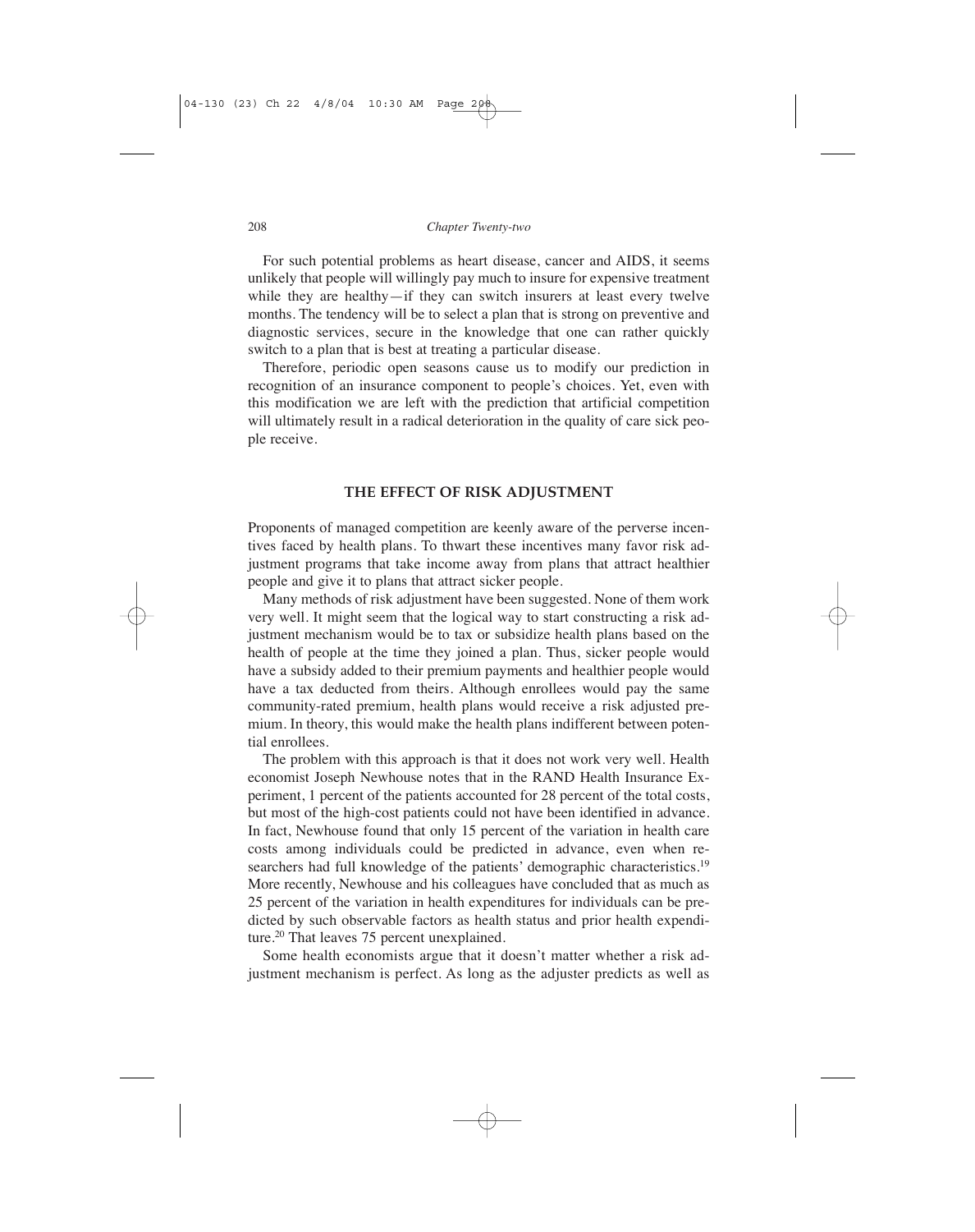For such potential problems as heart disease, cancer and AIDS, it seems unlikely that people will willingly pay much to insure for expensive treatment while they are healthy—if they can switch insurers at least every twelve months. The tendency will be to select a plan that is strong on preventive and diagnostic services, secure in the knowledge that one can rather quickly switch to a plan that is best at treating a particular disease.

Therefore, periodic open seasons cause us to modify our prediction in recognition of an insurance component to people's choices. Yet, even with this modification we are left with the prediction that artificial competition will ultimately result in a radical deterioration in the quality of care sick people receive.

## THE EFFECT OF RISK ADJUSTMENT

Proponents of managed competition are keenly aware of the perverse incentives faced by health plans. To thwart these incentives many favor risk adjustment programs that take income away from plans that attract healthier people and give it to plans that attract sicker people.

Many methods of risk adjustment have been suggested. None of them work very well. It might seem that the logical way to start constructing a risk adjustment mechanism would be to tax or subsidize health plans based on the health of people at the time they joined a plan. Thus, sicker people would have a subsidy added to their premium payments and healthier people would have a tax deducted from theirs. Although enrollees would pay the same community-rated premium, health plans would receive a risk adjusted premium. In theory, this would make the health plans indifferent between potential enrollees.

The problem with this approach is that it does not work very well. Health economist Joseph Newhouse notes that in the RAND Health Insurance Experiment, 1 percent of the patients accounted for 28 percent of the total costs, but most of the high-cost patients could not have been identified in advance. In fact, Newhouse found that only 15 percent of the variation in health care costs among individuals could be predicted in advance, even when researchers had full knowledge of the patients' demographic characteristics.[19] More recently, Newhouse and his colleagues have concluded that as much as 25 percent of the variation in health expenditures for individuals can be predicted by such observable factors as health status and prior health expenditure.[20] That leaves 75 percent unexplained.

Some health economists argue that it doesn't matter whether a risk adjustment mechanism is perfect. As long as the adjuster predicts as well as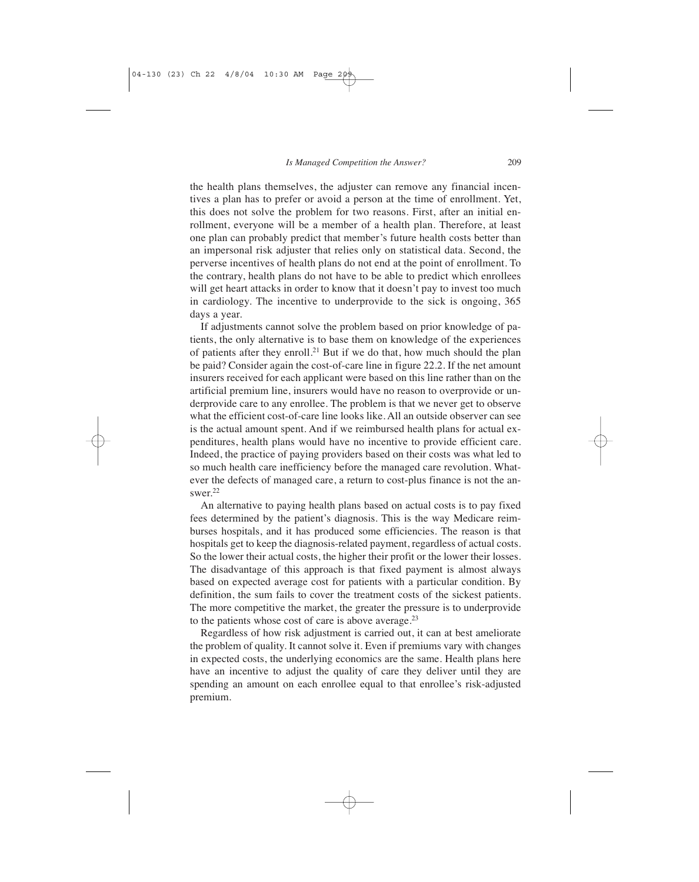the health plans themselves, the adjuster can remove any financial incentives a plan has to prefer or avoid a person at the time of enrollment. Yet, this does not solve the problem for two reasons. First, after an initial enrollment, everyone will be a member of a health plan. Therefore, at least one plan can probably predict that member's future health costs better than an impersonal risk adjuster that relies only on statistical data. Second, the perverse incentives of health plans do not end at the point of enrollment. To the contrary, health plans do not have to be able to predict which enrollees will get heart attacks in order to know that it doesn't pay to invest too much in cardiology. The incentive to underprovide to the sick is ongoing, 365 days a year.

If adjustments cannot solve the problem based on prior knowledge of patients, the only alternative is to base them on knowledge of the experiences of patients after they enroll.[21] But if we do that, how much should the plan be paid? Consider again the cost-of-care line in figure 22.2. If the net amount insurers received for each applicant were based on this line rather than on the artificial premium line, insurers would have no reason to overprovide or underprovide care to any enrollee. The problem is that we never get to observe what the efficient cost-of-care line looks like. All an outside observer can see is the actual amount spent. And if we reimbursed health plans for actual expenditures, health plans would have no incentive to provide efficient care. Indeed, the practice of paying providers based on their costs was what led to so much health care inefficiency before the managed care revolution. Whatever the defects of managed care, a return to cost-plus finance is not the answer.[22]

An alternative to paying health plans based on actual costs is to pay fixed fees determined by the patient's diagnosis. This is the way Medicare reimburses hospitals, and it has produced some efficiencies. The reason is that hospitals get to keep the diagnosis-related payment, regardless of actual costs. So the lower their actual costs, the higher their profit or the lower their losses. The disadvantage of this approach is that fixed payment is almost always based on expected average cost for patients with a particular condition. By definition, the sum fails to cover the treatment costs of the sickest patients. The more competitive the market, the greater the pressure is to underprovide to the patients whose cost of care is above average.[23]

Regardless of how risk adjustment is carried out, it can at best ameliorate the problem of quality. It cannot solve it. Even if premiums vary with changes in expected costs, the underlying economics are the same. Health plans here have an incentive to adjust the quality of care they deliver until they are spending an amount on each enrollee equal to that enrollee's risk-adjusted premium.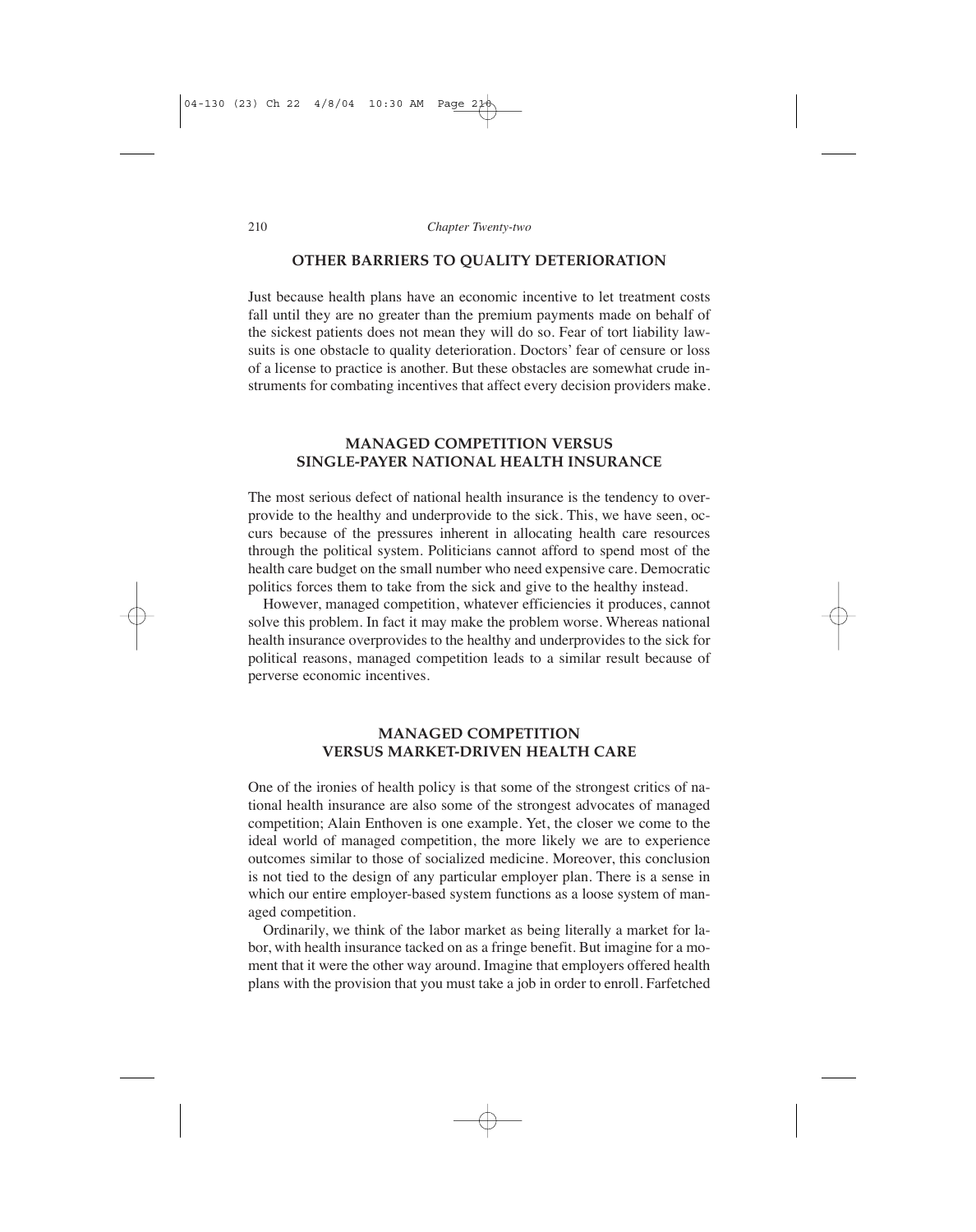## OTHER BARRIERS TO QUALITY DETERIORATION

Just because health plans have an economic incentive to let treatment costs fall until they are no greater than the premium payments made on behalf of the sickest patients does not mean they will do so. Fear of tort liability lawsuits is one obstacle to quality deterioration. Doctors' fear of censure or loss of a license to practice is another. But these obstacles are somewhat crude instruments for combating incentives that affect every decision providers make.

## MANAGED COMPETITION VERSUS SINGLE-PAYER NATIONAL HEALTH INSURANCE

The most serious defect of national health insurance is the tendency to overprovide to the healthy and underprovide to the sick. This, we have seen, occurs because of the pressures inherent in allocating health care resources through the political system. Politicians cannot afford to spend most of the health care budget on the small number who need expensive care. Democratic politics forces them to take from the sick and give to the healthy instead.

However, managed competition, whatever efficiencies it produces, cannot solve this problem. In fact it may make the problem worse. Whereas national health insurance overprovides to the healthy and underprovides to the sick for political reasons, managed competition leads to a similar result because of perverse economic incentives.

## MANAGED COMPETITION VERSUS MARKET-DRIVEN HEALTH CARE

One of the ironies of health policy is that some of the strongest critics of national health insurance are also some of the strongest advocates of managed competition; Alain Enthoven is one example. Yet, the closer we come to the ideal world of managed competition, the more likely we are to experience outcomes similar to those of socialized medicine. Moreover, this conclusion is not tied to the design of any particular employer plan. There is a sense in which our entire employer-based system functions as a loose system of managed competition.

Ordinarily, we think of the labor market as being literally a market for labor, with health insurance tacked on as a fringe benefit. But imagine for a moment that it were the other way around. Imagine that employers offered health plans with the provision that you must take a job in order to enroll. Farfetched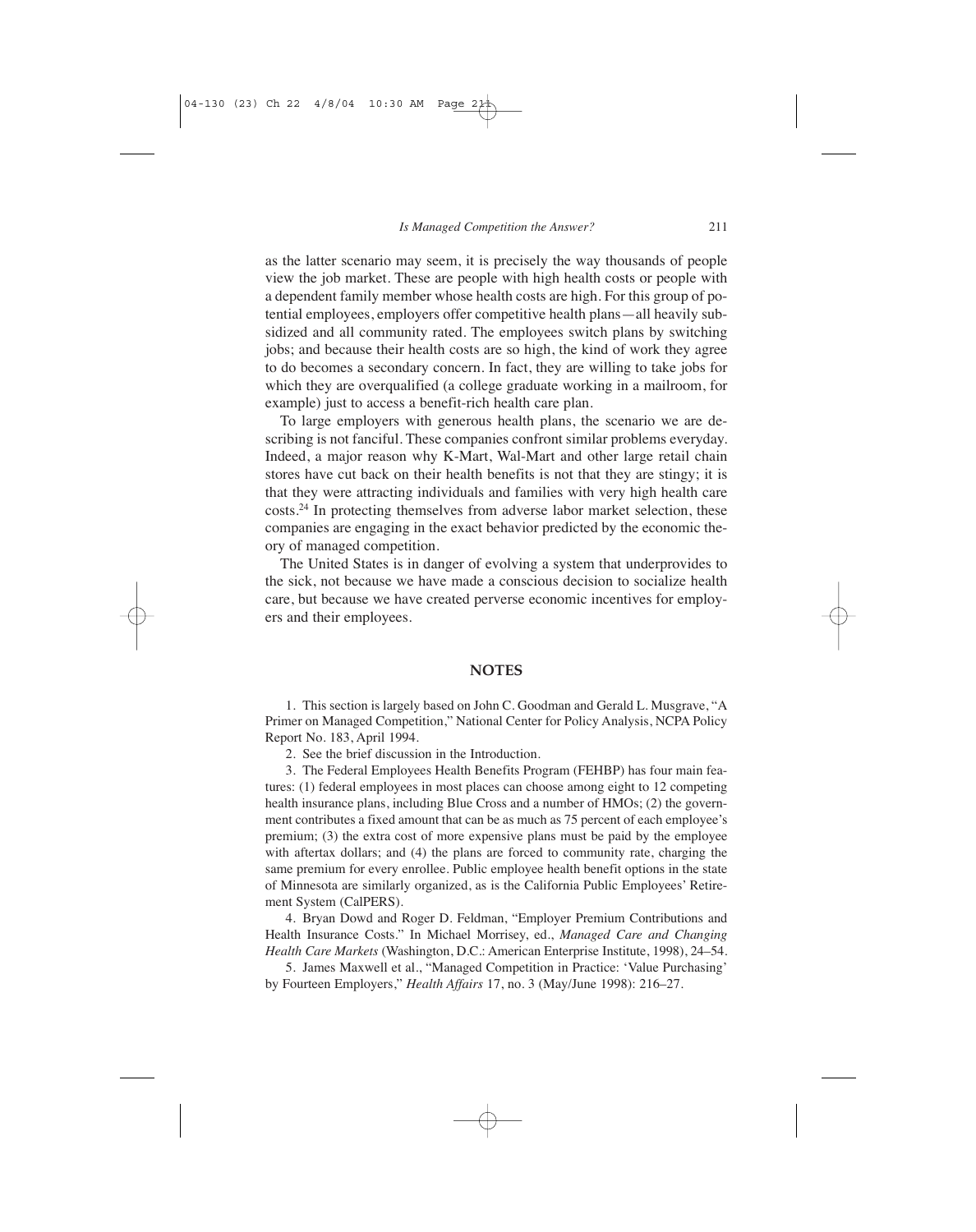as the latter scenario may seem, it is precisely the way thousands of people view the job market. These are people with high health costs or people with a dependent family member whose health costs are high. For this group of potential employees, employers offer competitive health plans—all heavily subsidized and all community rated. The employees switch plans by switching jobs; and because their health costs are so high, the kind of work they agree to do becomes a secondary concern. In fact, they are willing to take jobs for which they are overqualified (a college graduate working in a mailroom, for example) just to access a benefit-rich health care plan.

To large employers with generous health plans, the scenario we are describing is not fanciful. These companies confront similar problems everyday. Indeed, a major reason why K-Mart, Wal-Mart and other large retail chain stores have cut back on their health benefits is not that they are stingy; it is that they were attracting individuals and families with very high health care costs.[24] In protecting themselves from adverse labor market selection, these companies are engaging in the exact behavior predicted by the economic theory of managed competition.

The United States is in danger of evolving a system that underprovides to the sick, not because we have made a conscious decision to socialize health care, but because we have created perverse economic incentives for employers and their employees.

## NOTES

1. This section is largely based on John C. Goodman and Gerald L. Musgrave, "A Primer on Managed Competition," National Center for Policy Analysis, NCPA Policy Report No. 183, April 1994.

2. See the brief discussion in the Introduction.

3. The Federal Employees Health Benefits Program (FEHBP) has four main features: (1) federal employees in most places can choose among eight to 12 competing health insurance plans, including Blue Cross and a number of HMOs; (2) the government contributes a fixed amount that can be as much as 75 percent of each employee's premium; (3) the extra cost of more expensive plans must be paid by the employee with aftertax dollars; and (4) the plans are forced to community rate, charging the same premium for every enrollee. Public employee health benefit options in the state of Minnesota are similarly organized, as is the California Public Employees' Retirement System (CalPERS).

4. Bryan Dowd and Roger D. Feldman, "Employer Premium Contributions and Health Insurance Costs." In Michael Morrisey, ed., *Managed Care and Changing Health Care Markets* (Washington, D.C.: American Enterprise Institute, 1998), 24–54.

5. James Maxwell et al., "Managed Competition in Practice: 'Value Purchasing' by Fourteen Employers," *Health Affairs* 17, no. 3 (May/June 1998): 216–27.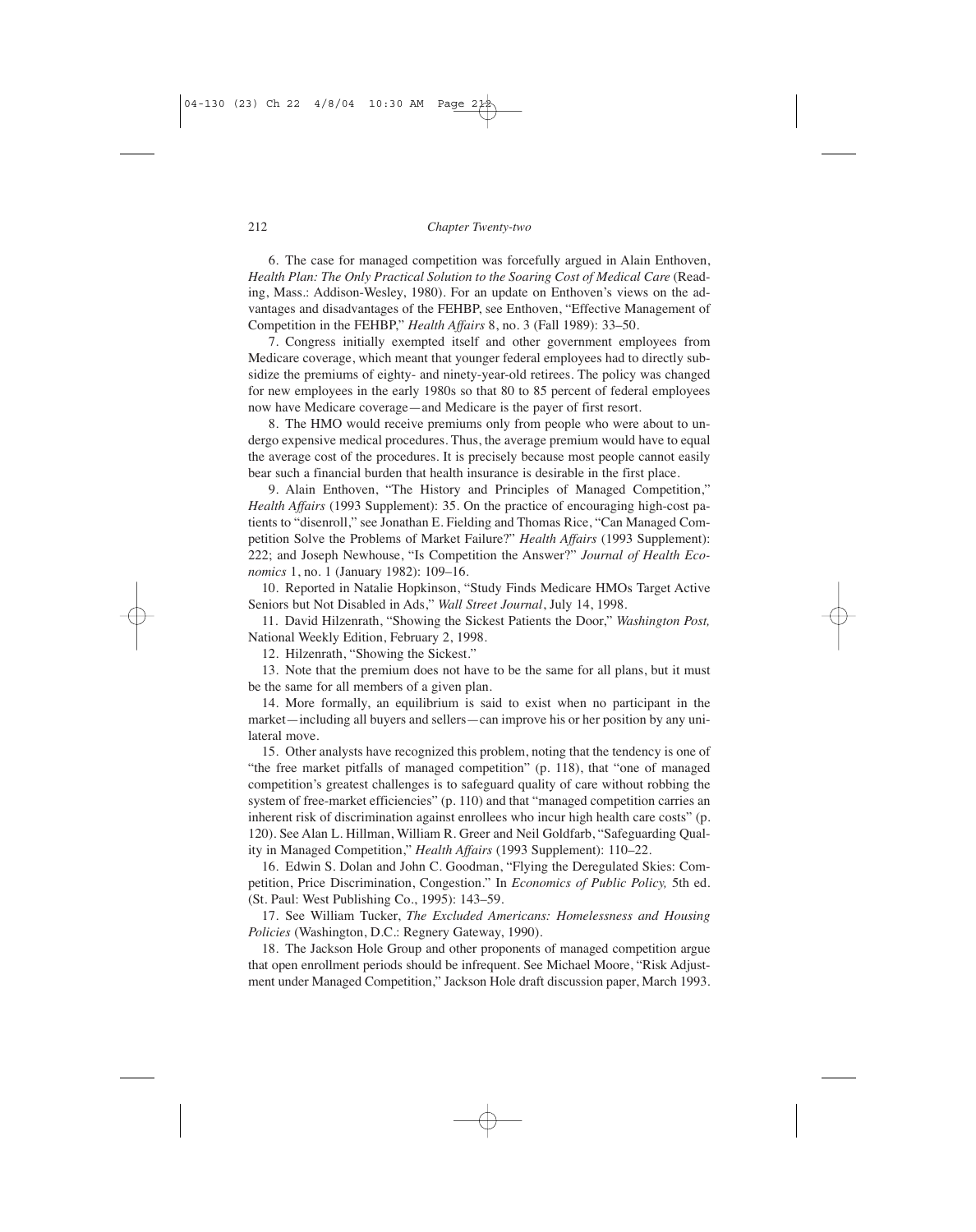6. The case for managed competition was forcefully argued in Alain Enthoven, *Health Plan: The Only Practical Solution to the Soaring Cost of Medical Care* (Reading, Mass.: Addison-Wesley, 1980). For an update on Enthoven's views on the advantages and disadvantages of the FEHBP, see Enthoven, "Effective Management of Competition in the FEHBP," *Health Affairs* 8, no. 3 (Fall 1989): 33–50.

7. Congress initially exempted itself and other government employees from Medicare coverage, which meant that younger federal employees had to directly subsidize the premiums of eighty- and ninety-year-old retirees. The policy was changed for new employees in the early 1980s so that 80 to 85 percent of federal employees now have Medicare coverage—and Medicare is the payer of first resort.

8. The HMO would receive premiums only from people who were about to undergo expensive medical procedures. Thus, the average premium would have to equal the average cost of the procedures. It is precisely because most people cannot easily bear such a financial burden that health insurance is desirable in the first place.

9. Alain Enthoven, "The History and Principles of Managed Competition," *Health Affairs* (1993 Supplement): 35. On the practice of encouraging high-cost patients to "disenroll," see Jonathan E. Fielding and Thomas Rice, "Can Managed Competition Solve the Problems of Market Failure?" *Health Affairs* (1993 Supplement): 222; and Joseph Newhouse, "Is Competition the Answer?" *Journal of Health Economics* 1, no. 1 (January 1982): 109–16.

10. Reported in Natalie Hopkinson, "Study Finds Medicare HMOs Target Active Seniors but Not Disabled in Ads," *Wall Street Journal*, July 14, 1998.

11. David Hilzenrath, "Showing the Sickest Patients the Door," *Washington Post,* National Weekly Edition, February 2, 1998.

12. Hilzenrath, "Showing the Sickest."

13. Note that the premium does not have to be the same for all plans, but it must be the same for all members of a given plan.

14. More formally, an equilibrium is said to exist when no participant in the market—including all buyers and sellers—can improve his or her position by any unilateral move.

15. Other analysts have recognized this problem, noting that the tendency is one of "the free market pitfalls of managed competition" (p. 118), that "one of managed competition's greatest challenges is to safeguard quality of care without robbing the system of free-market efficiencies" (p. 110) and that "managed competition carries an inherent risk of discrimination against enrollees who incur high health care costs" (p. 120). See Alan L. Hillman, William R. Greer and Neil Goldfarb, "Safeguarding Quality in Managed Competition," *Health Affairs* (1993 Supplement): 110–22.

16. Edwin S. Dolan and John C. Goodman, "Flying the Deregulated Skies: Competition, Price Discrimination, Congestion." In *Economics of Public Policy,* 5th ed. (St. Paul: West Publishing Co., 1995): 143–59.

17. See William Tucker, *The Excluded Americans: Homelessness and Housing Policies* (Washington, D.C.: Regnery Gateway, 1990).

18. The Jackson Hole Group and other proponents of managed competition argue that open enrollment periods should be infrequent. See Michael Moore, "Risk Adjustment under Managed Competition," Jackson Hole draft discussion paper, March 1993.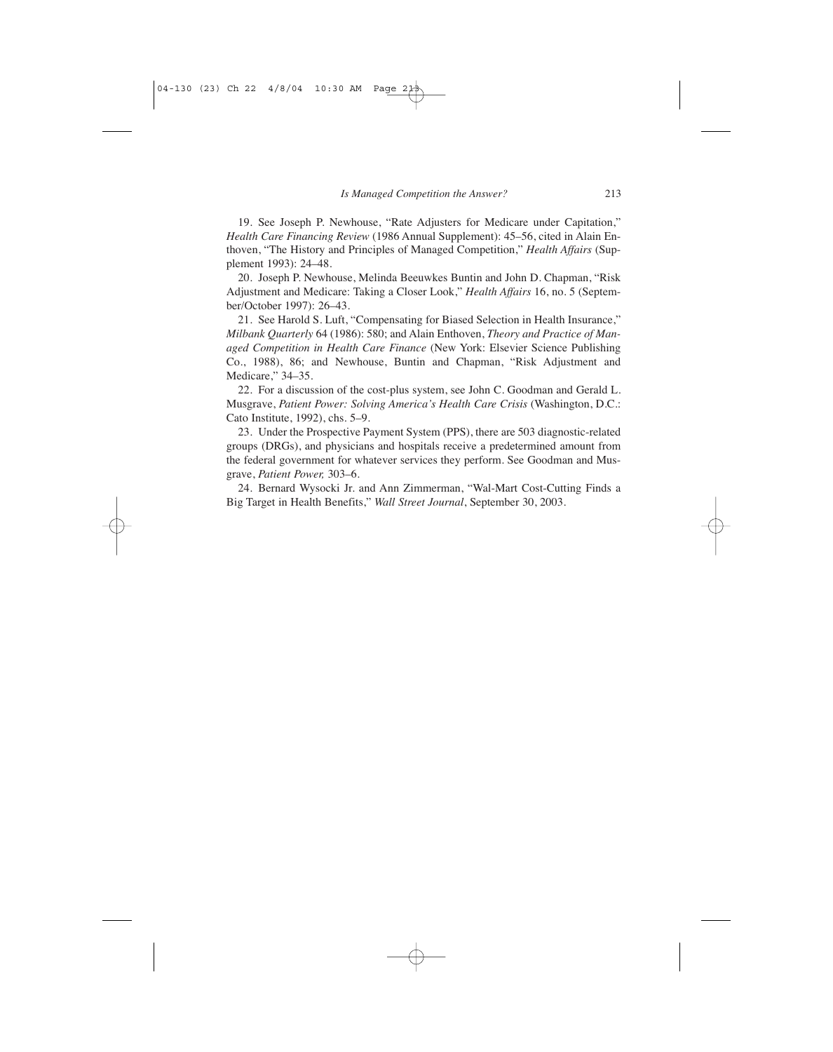19. See Joseph P. Newhouse, "Rate Adjusters for Medicare under Capitation," *Health Care Financing Review* (1986 Annual Supplement): 45–56, cited in Alain Enthoven, "The History and Principles of Managed Competition," *Health Affairs* (Supplement 1993): 24–48.

20. Joseph P. Newhouse, Melinda Beeuwkes Buntin and John D. Chapman, "Risk Adjustment and Medicare: Taking a Closer Look," *Health Affairs* 16, no. 5 (September/October 1997): 26–43.

21. See Harold S. Luft, "Compensating for Biased Selection in Health Insurance," *Milbank Quarterly* 64 (1986): 580; and Alain Enthoven, *Theory and Practice of Managed Competition in Health Care Finance* (New York: Elsevier Science Publishing Co., 1988), 86; and Newhouse, Buntin and Chapman, "Risk Adjustment and Medicare," 34–35.

22. For a discussion of the cost-plus system, see John C. Goodman and Gerald L. Musgrave, *Patient Power: Solving America's Health Care Crisis* (Washington, D.C.: Cato Institute, 1992), chs. 5–9.

23. Under the Prospective Payment System (PPS), there are 503 diagnostic-related groups (DRGs), and physicians and hospitals receive a predetermined amount from the federal government for whatever services they perform. See Goodman and Musgrave, *Patient Power,* 303–6.

24. Bernard Wysocki Jr. and Ann Zimmerman, "Wal-Mart Cost-Cutting Finds a Big Target in Health Benefits," *Wall Street Journal*, September 30, 2003.